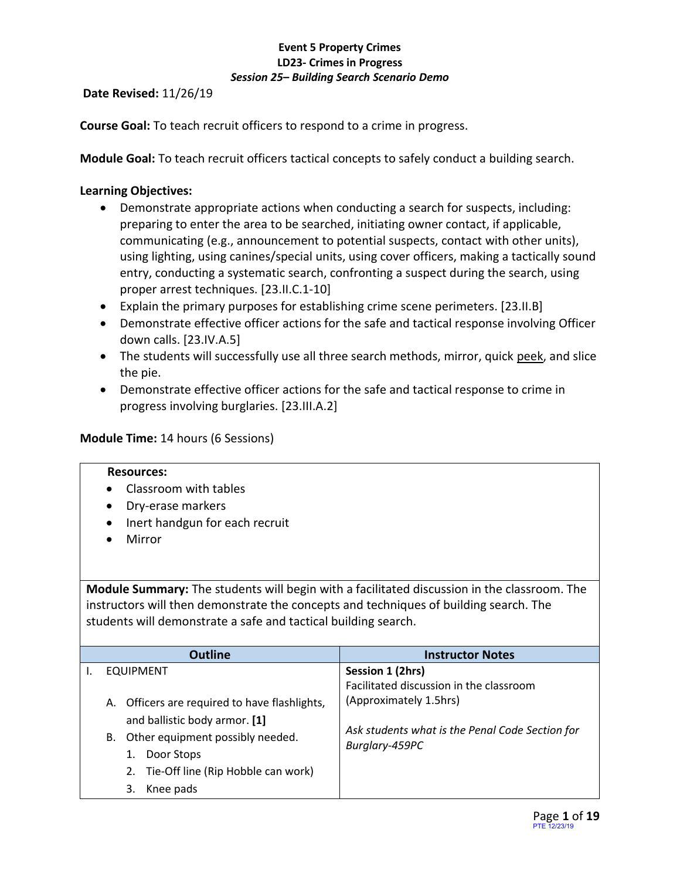**Event 5 Property Crimes**
**LD23- Crimes in Progress**
***Session 25– Building Search Scenario Demo***

**Date Revised:** 11/26/19

**Course Goal:** To teach recruit officers to respond to a crime in progress.

**Module Goal:** To teach recruit officers tactical concepts to safely conduct a building search.

**Learning Objectives:**

- Demonstrate appropriate actions when conducting a search for suspects, including: preparing to enter the area to be searched, initiating owner contact, if applicable, communicating (e.g., announcement to potential suspects, contact with other units), using lighting, using canines/special units, using cover officers, making a tactically sound entry, conducting a systematic search, confronting a suspect during the search, using proper arrest techniques. [23.II.C.1-10]
- Explain the primary purposes for establishing crime scene perimeters. [23.II.B]
- Demonstrate effective officer actions for the safe and tactical response involving Officer down calls. [23.IV.A.5]
- The students will successfully use all three search methods, mirror, quick peek, and slice the pie.
- Demonstrate effective officer actions for the safe and tactical response to crime in progress involving burglaries. [23.III.A.2]

**Module Time:** 14 hours (6 Sessions)

**Resources:**

- Classroom with tables
- Dry-erase markers
- Inert handgun for each recruit
- Mirror

**Module Summary:** The students will begin with a facilitated discussion in the classroom. The instructors will then demonstrate the concepts and techniques of building search. The students will demonstrate a safe and tactical building search.

| Outline | Instructor Notes |
| --- | --- |
| I. EQUIPMENT<br><br>A. Officers are required to have flashlights, and ballistic body armor. **[1]**<br>B. Other equipment possibly needed.<br>1. Door Stops<br>2. Tie-Off line (Rip Hobble can work)<br>3. Knee pads | **Session 1 (2hrs)**<br>Facilitated discussion in the classroom (Approximately 1.5hrs)<br><br>*Ask students what is the Penal Code Section for Burglary-459PC* |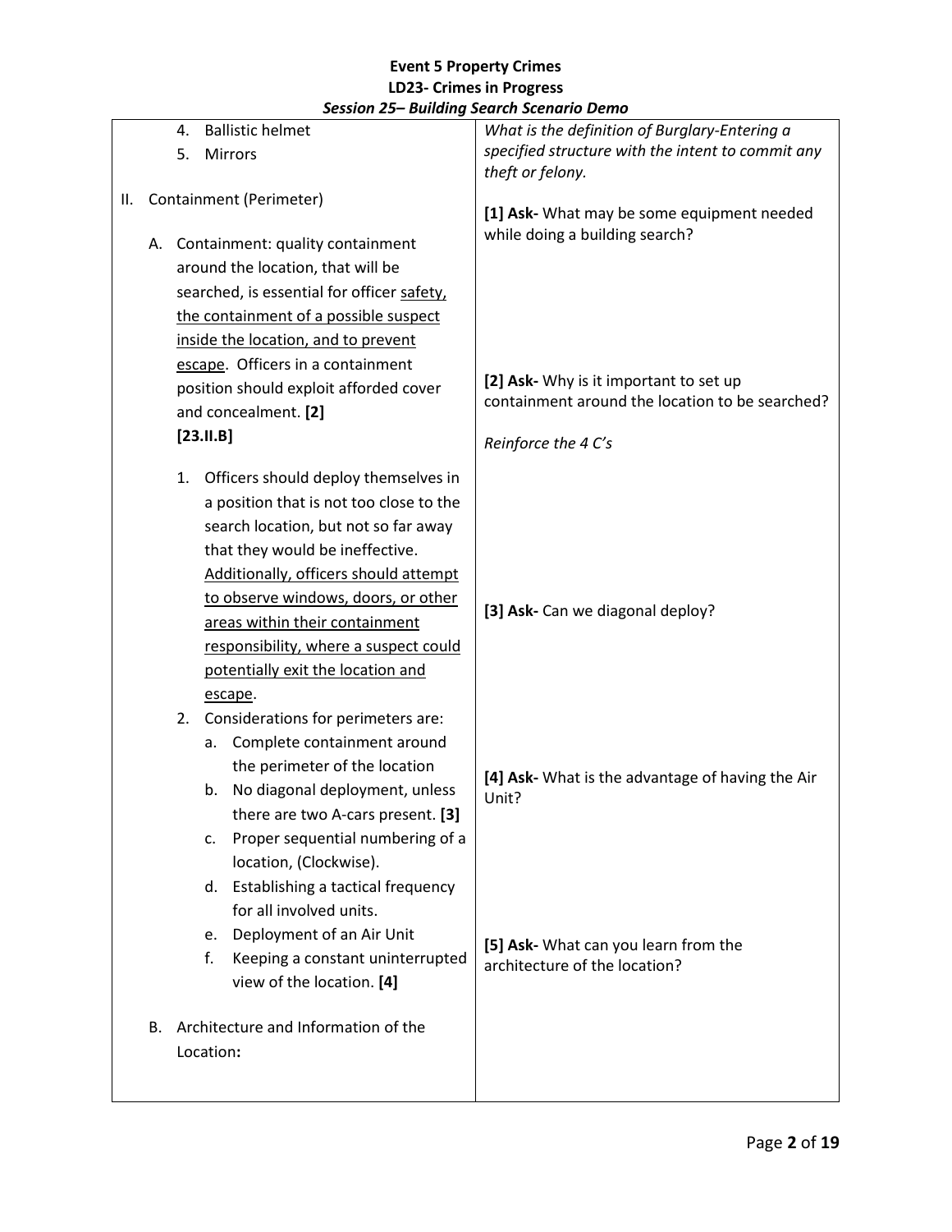**Event 5 Property Crimes**
**LD23- Crimes in Progress**
***Session 25– Building Search Scenario Demo***

| | |
|---|---|
| 4. Ballistic helmet<br>5. Mirrors<br><br>II. Containment (Perimeter)<br><br>A. Containment: quality containment around the location, that will be searched, is essential for officer <u>safety, the containment of a possible suspect inside the location, and to prevent escape</u>. Officers in a containment position should exploit afforded cover and concealment. **[2]**<br>**[23.II.B]**<br><br>1. Officers should deploy themselves in a position that is not too close to the search location, but not so far away that they would be ineffective. <u>Additionally, officers should attempt to observe windows, doors, or other areas within their containment responsibility, where a suspect could potentially exit the location and escape</u>.<br>2. Considerations for perimeters are:<br>a. Complete containment around the perimeter of the location<br>b. No diagonal deployment, unless there are two A-cars present. **[3]**<br>c. Proper sequential numbering of a location, (Clockwise).<br>d. Establishing a tactical frequency for all involved units.<br>e. Deployment of an Air Unit<br>f. Keeping a constant uninterrupted view of the location. **[4]**<br><br>B. Architecture and Information of the Location**:** | *What is the definition of Burglary-Entering a specified structure with the intent to commit any theft or felony.*<br><br>**[1] Ask-** What may be some equipment needed while doing a building search?<br><br>**[2] Ask-** Why is it important to set up containment around the location to be searched?<br><br>*Reinforce the 4 C's*<br><br>**[3] Ask-** Can we diagonal deploy?<br><br>**[4] Ask-** What is the advantage of having the Air Unit?<br><br>**[5] Ask-** What can you learn from the architecture of the location? |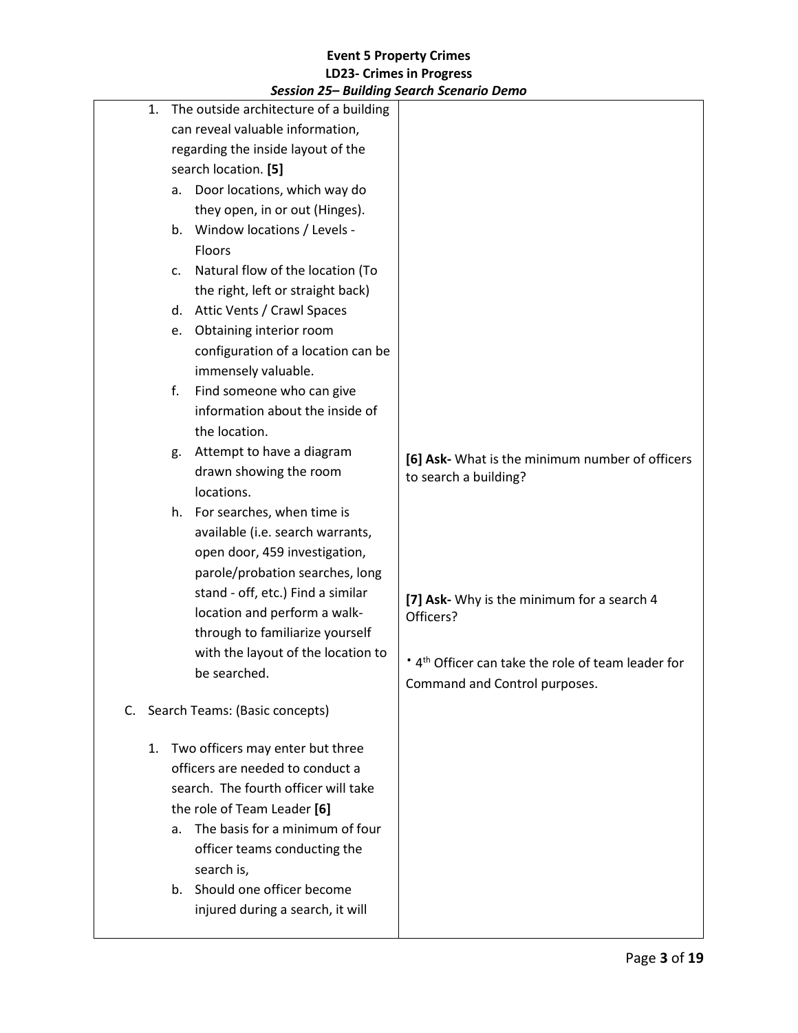| | |
|---|---|
| 1. The outside architecture of a building can reveal valuable information, regarding the inside layout of the search location. **[5]**<br>a. Door locations, which way do they open, in or out (Hinges).<br>b. Window locations / Levels - Floors<br>c. Natural flow of the location (To the right, left or straight back)<br>d. Attic Vents / Crawl Spaces<br>e. Obtaining interior room configuration of a location can be immensely valuable.<br>f. Find someone who can give information about the inside of the location.<br>g. Attempt to have a diagram drawn showing the room locations.<br>h. For searches, when time is available (i.e. search warrants, open door, 459 investigation, parole/probation searches, long stand - off, etc.) Find a similar location and perform a walk-through to familiarize yourself with the layout of the location to be searched. | **[6] Ask-** What is the minimum number of officers to search a building?<br><br>**[7] Ask-** Why is the minimum for a search 4 Officers?<br><br>• 4th Officer can take the role of team leader for Command and Control purposes. |
| C. Search Teams: (Basic concepts)<br><br>1. Two officers may enter but three officers are needed to conduct a search. The fourth officer will take the role of Team Leader **[6]**<br>a. The basis for a minimum of four officer teams conducting the search is,<br>b. Should one officer become injured during a search, it will | |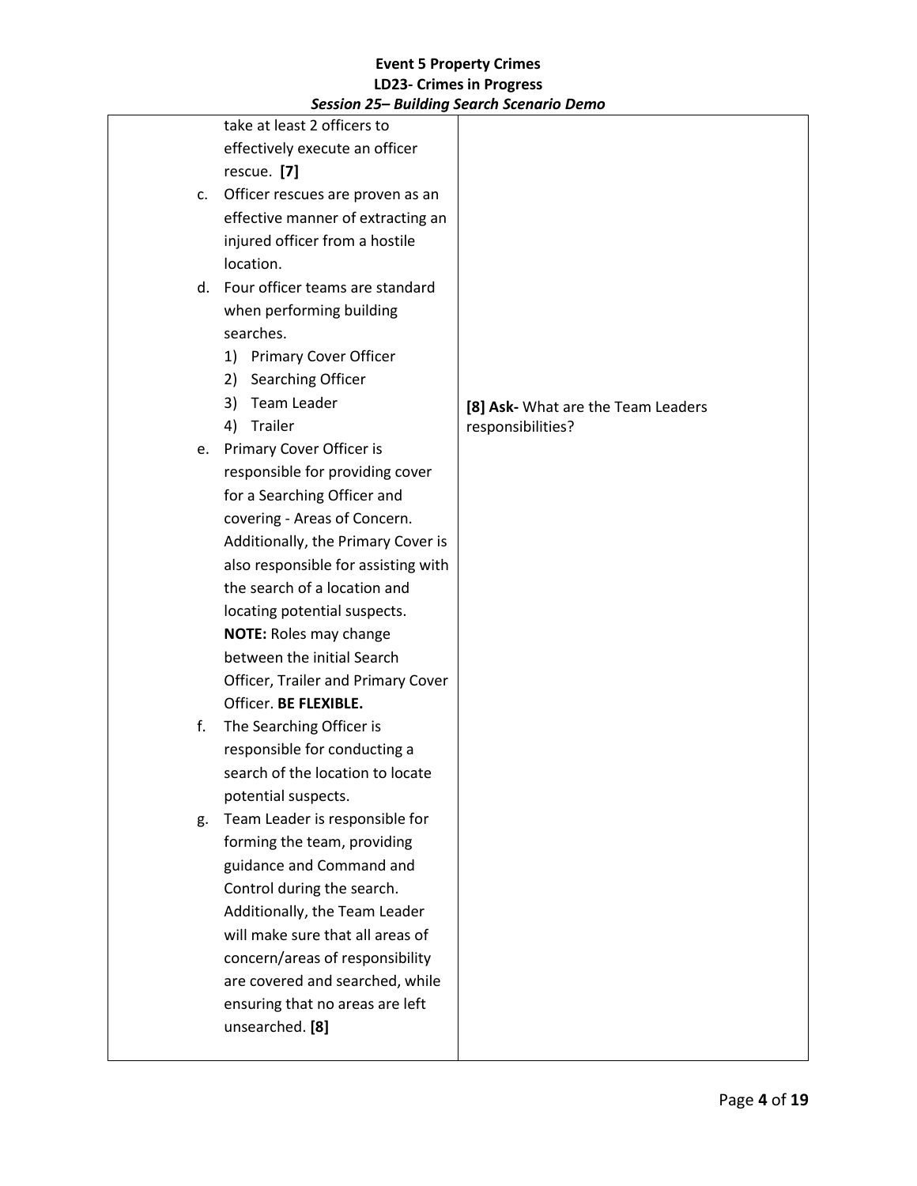| | |
|---|---|
| take at least 2 officers to effectively execute an officer rescue. **[7]**<br>c. Officer rescues are proven as an effective manner of extracting an injured officer from a hostile location.<br>d. Four officer teams are standard when performing building searches.<br>1) Primary Cover Officer<br>2) Searching Officer<br>3) Team Leader<br>4) Trailer<br>e. Primary Cover Officer is responsible for providing cover for a Searching Officer and covering - Areas of Concern. Additionally, the Primary Cover is also responsible for assisting with the search of a location and locating potential suspects. **NOTE:** Roles may change between the initial Search Officer, Trailer and Primary Cover Officer. **BE FLEXIBLE.**<br>f. The Searching Officer is responsible for conducting a search of the location to locate potential suspects.<br>g. Team Leader is responsible for forming the team, providing guidance and Command and Control during the search. Additionally, the Team Leader will make sure that all areas of concern/areas of responsibility are covered and searched, while ensuring that no areas are left unsearched. **[8]** | **[8] Ask-** What are the Team Leaders responsibilities? |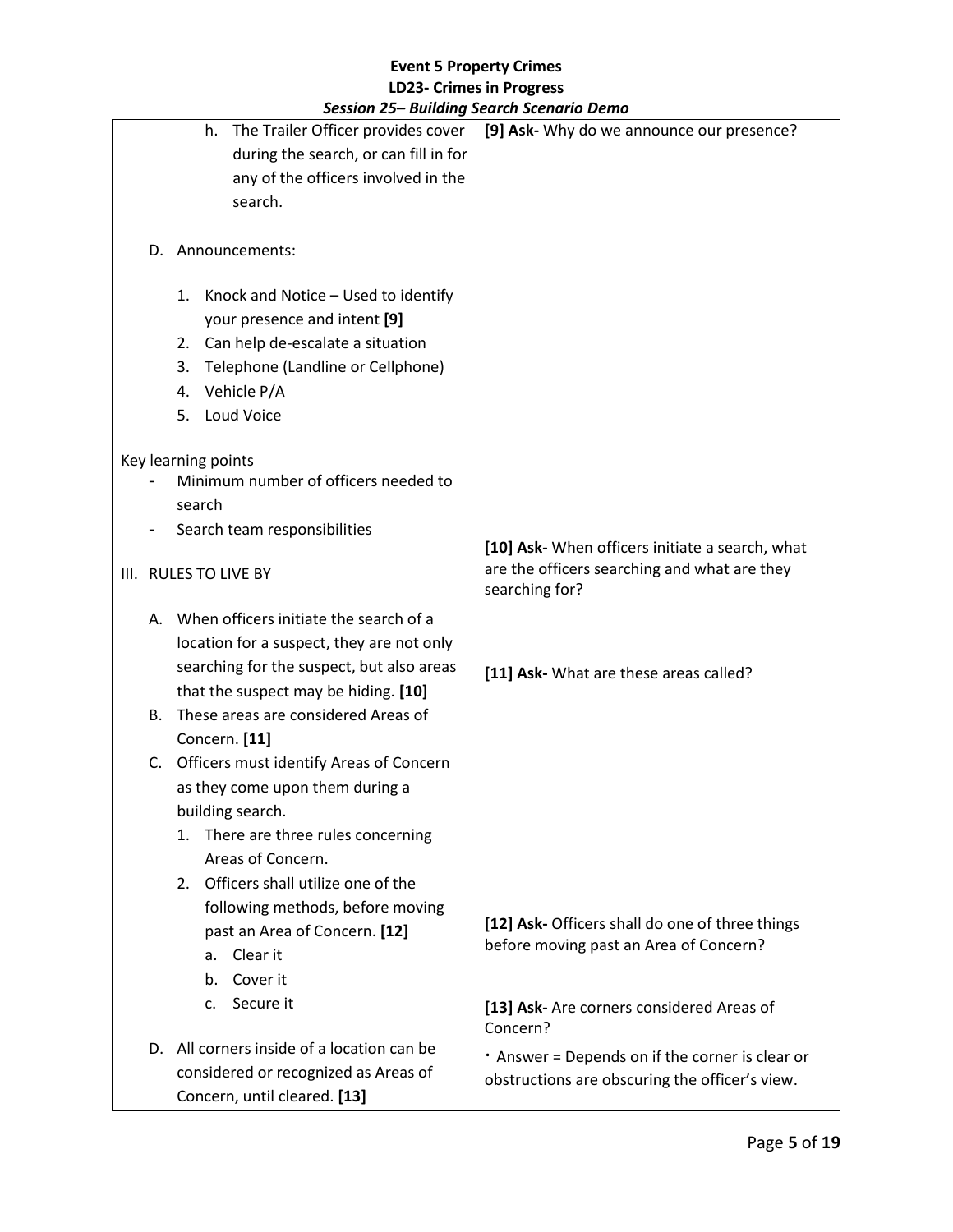**Event 5 Property Crimes**
**LD23- Crimes in Progress**
***Session 25– Building Search Scenario Demo***

| | |
|---|---|
| h. The Trailer Officer provides cover during the search, or can fill in for any of the officers involved in the search.<br><br>D. Announcements:<br><br>1. Knock and Notice – Used to identify your presence and intent **[9]**<br>2. Can help de-escalate a situation<br>3. Telephone (Landline or Cellphone)<br>4. Vehicle P/A<br>5. Loud Voice<br><br>Key learning points<br>- Minimum number of officers needed to search<br>- Search team responsibilities<br><br>III. RULES TO LIVE BY<br><br>A. When officers initiate the search of a location for a suspect, they are not only searching for the suspect, but also areas that the suspect may be hiding. **[10]**<br>B. These areas are considered Areas of Concern. **[11]**<br>C. Officers must identify Areas of Concern as they come upon them during a building search.<br>1. There are three rules concerning Areas of Concern.<br>2. Officers shall utilize one of the following methods, before moving past an Area of Concern. **[12]**<br>a. Clear it<br>b. Cover it<br>c. Secure it<br><br>D. All corners inside of a location can be considered or recognized as Areas of Concern, until cleared. **[13]** | **[9] Ask-** Why do we announce our presence?<br><br>**[10] Ask-** When officers initiate a search, what are the officers searching and what are they searching for?<br><br>**[11] Ask-** What are these areas called?<br><br>**[12] Ask-** Officers shall do one of three things before moving past an Area of Concern?<br><br>**[13] Ask-** Are corners considered Areas of Concern?<br><br>• Answer = Depends on if the corner is clear or obstructions are obscuring the officer's view. |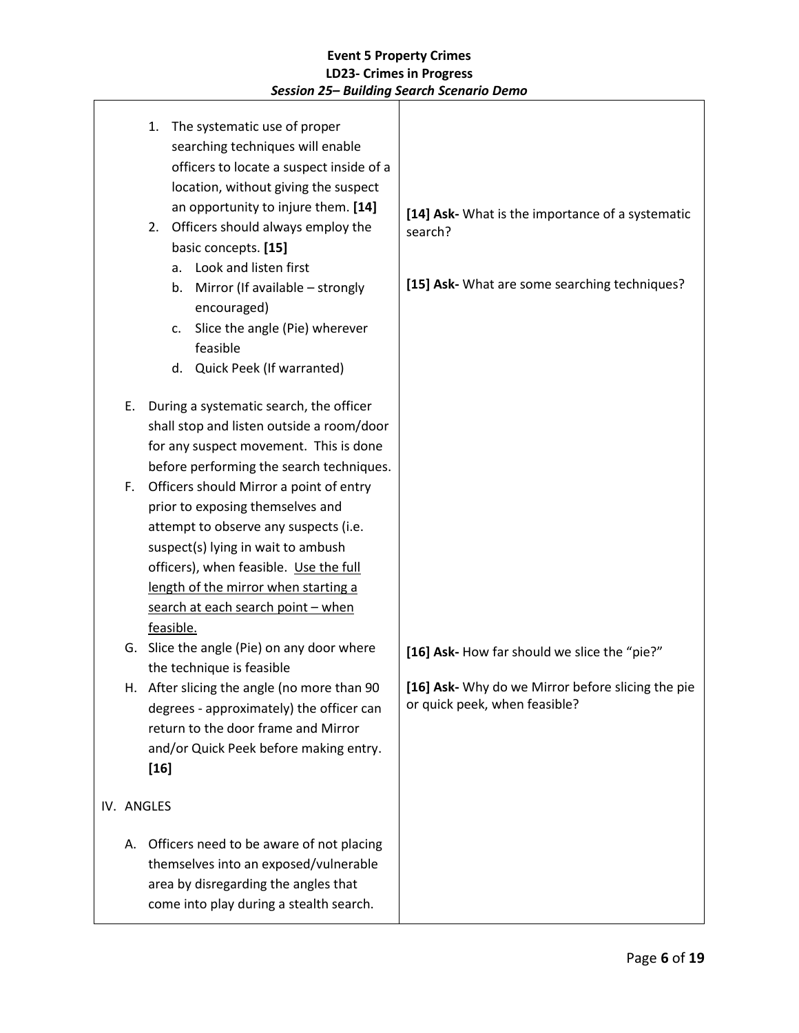| | |
|---|---|
| 1. The systematic use of proper searching techniques will enable officers to locate a suspect inside of a location, without giving the suspect an opportunity to injure them. **[14]**<br>2. Officers should always employ the basic concepts. **[15]**<br>a. Look and listen first<br>b. Mirror (If available – strongly encouraged)<br>c. Slice the angle (Pie) wherever feasible<br>d. Quick Peek (If warranted) | **[14] Ask-** What is the importance of a systematic search?<br><br>**[15] Ask-** What are some searching techniques? |
| E. During a systematic search, the officer shall stop and listen outside a room/door for any suspect movement. This is done before performing the search techniques.<br>F. Officers should Mirror a point of entry prior to exposing themselves and attempt to observe any suspects (i.e. suspect(s) lying in wait to ambush officers), when feasible. <u>Use the full length of the mirror when starting a search at each search point – when feasible.</u> | |
| G. Slice the angle (Pie) on any door where the technique is feasible<br>H. After slicing the angle (no more than 90 degrees - approximately) the officer can return to the door frame and Mirror and/or Quick Peek before making entry. **[16]** | **[16] Ask-** How far should we slice the "pie?"<br><br>**[16] Ask-** Why do we Mirror before slicing the pie or quick peek, when feasible? |
| IV. ANGLES<br><br>A. Officers need to be aware of not placing themselves into an exposed/vulnerable area by disregarding the angles that come into play during a stealth search. | |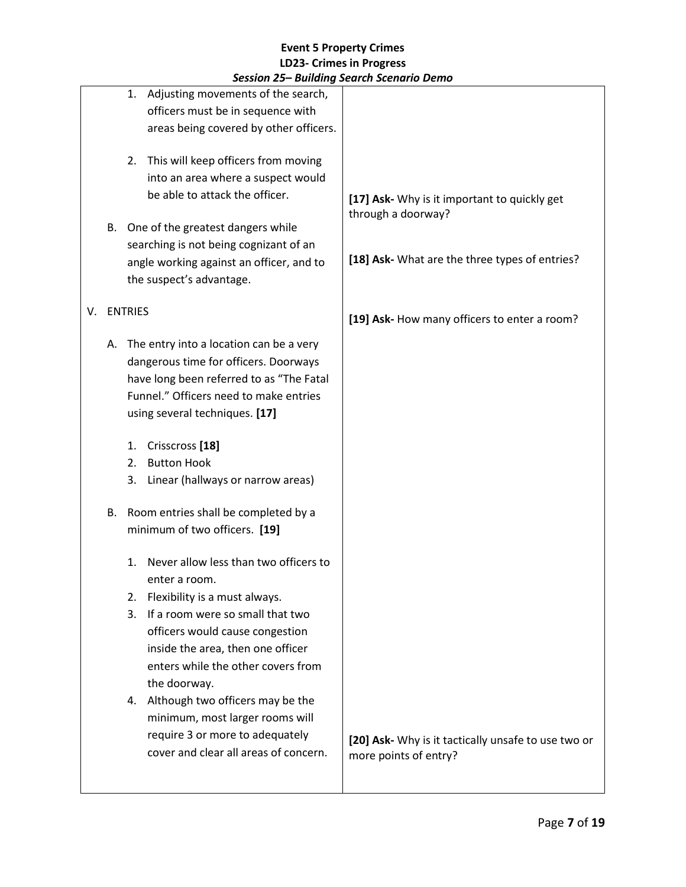**Event 5 Property Crimes**
**LD23- Crimes in Progress**
***Session 25– Building Search Scenario Demo***

| | |
|---|---|
| 1. Adjusting movements of the search, officers must be in sequence with areas being covered by other officers.<br><br>2. This will keep officers from moving into an area where a suspect would be able to attack the officer.<br><br>B. One of the greatest dangers while searching is not being cognizant of an angle working against an officer, and to the suspect's advantage.<br><br>V. ENTRIES<br><br>A. The entry into a location can be a very dangerous time for officers. Doorways have long been referred to as "The Fatal Funnel." Officers need to make entries using several techniques. **[17]**<br><br>1. Crisscross **[18]**<br>2. Button Hook<br>3. Linear (hallways or narrow areas)<br><br>B. Room entries shall be completed by a minimum of two officers. **[19]**<br><br>1. Never allow less than two officers to enter a room.<br>2. Flexibility is a must always.<br>3. If a room were so small that two officers would cause congestion inside the area, then one officer enters while the other covers from the doorway.<br>4. Although two officers may be the minimum, most larger rooms will require 3 or more to adequately cover and clear all areas of concern. | **[17] Ask-** Why is it important to quickly get through a doorway?<br><br>**[18] Ask-** What are the three types of entries?<br><br>**[19] Ask-** How many officers to enter a room?<br><br>**[20] Ask-** Why is it tactically unsafe to use two or more points of entry? |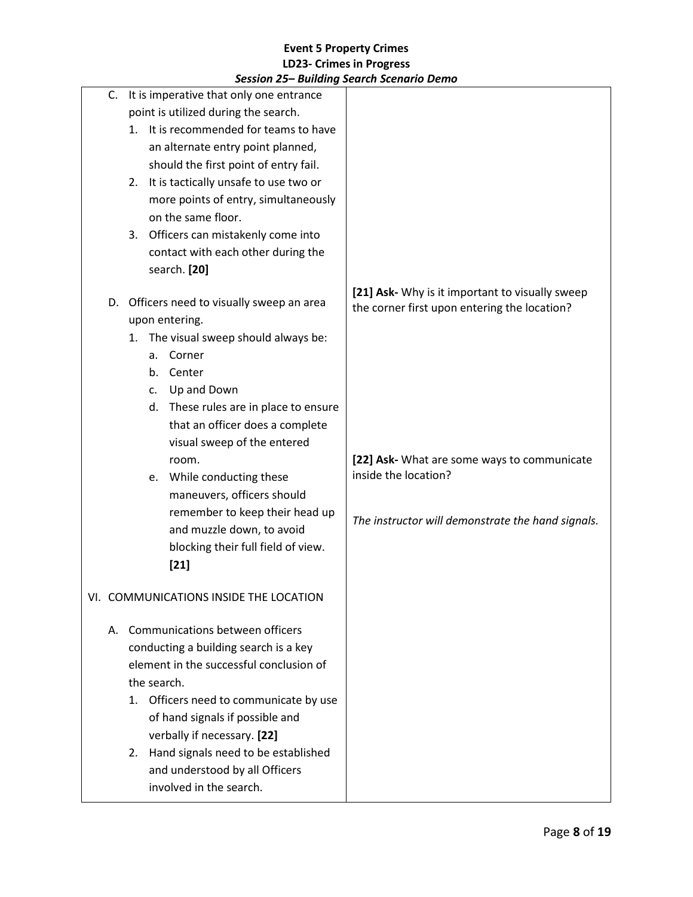| | |
|---|---|
| C. It is imperative that only one entrance point is utilized during the search.<br>1. It is recommended for teams to have an alternate entry point planned, should the first point of entry fail.<br>2. It is tactically unsafe to use two or more points of entry, simultaneously on the same floor.<br>3. Officers can mistakenly come into contact with each other during the search. **[20]** | |
| D. Officers need to visually sweep an area upon entering.<br>1. The visual sweep should always be:<br>a. Corner<br>b. Center<br>c. Up and Down<br>d. These rules are in place to ensure that an officer does a complete visual sweep of the entered room.<br>e. While conducting these maneuvers, officers should remember to keep their head up and muzzle down, to avoid blocking their full field of view. **[21]** | **[21] Ask-** Why is it important to visually sweep the corner first upon entering the location?<br><br>**[22] Ask-** What are some ways to communicate inside the location?<br><br>*The instructor will demonstrate the hand signals.* |
| VI. COMMUNICATIONS INSIDE THE LOCATION<br><br>A. Communications between officers conducting a building search is a key element in the successful conclusion of the search.<br>1. Officers need to communicate by use of hand signals if possible and verbally if necessary. **[22]**<br>2. Hand signals need to be established and understood by all Officers involved in the search. | |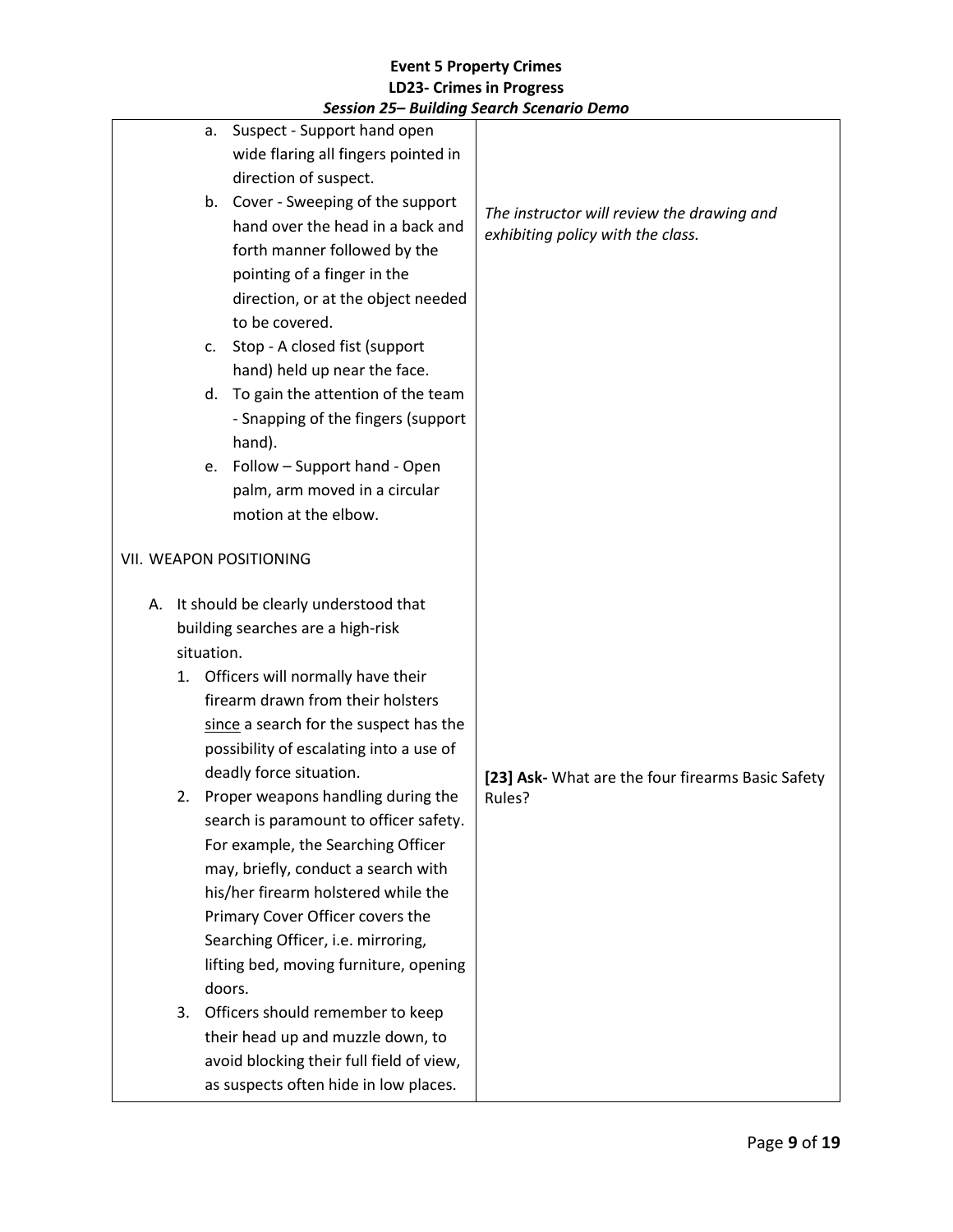| | |
|---|---|
| a. Suspect - Support hand open wide flaring all fingers pointed in direction of suspect.<br>b. Cover - Sweeping of the support hand over the head in a back and forth manner followed by the pointing of a finger in the direction, or at the object needed to be covered.<br>c. Stop - A closed fist (support hand) held up near the face.<br>d. To gain the attention of the team - Snapping of the fingers (support hand).<br>e. Follow – Support hand - Open palm, arm moved in a circular motion at the elbow.<br><br>VII. WEAPON POSITIONING<br><br>A. It should be clearly understood that building searches are a high-risk situation.<br>1. Officers will normally have their firearm drawn from their holsters <u>since</u> a search for the suspect has the possibility of escalating into a use of deadly force situation.<br>2. Proper weapons handling during the search is paramount to officer safety. For example, the Searching Officer may, briefly, conduct a search with his/her firearm holstered while the Primary Cover Officer covers the Searching Officer, i.e. mirroring, lifting bed, moving furniture, opening doors.<br>3. Officers should remember to keep their head up and muzzle down, to avoid blocking their full field of view, as suspects often hide in low places. | *The instructor will review the drawing and exhibiting policy with the class.*<br><br>**[23] Ask-** What are the four firearms Basic Safety Rules? |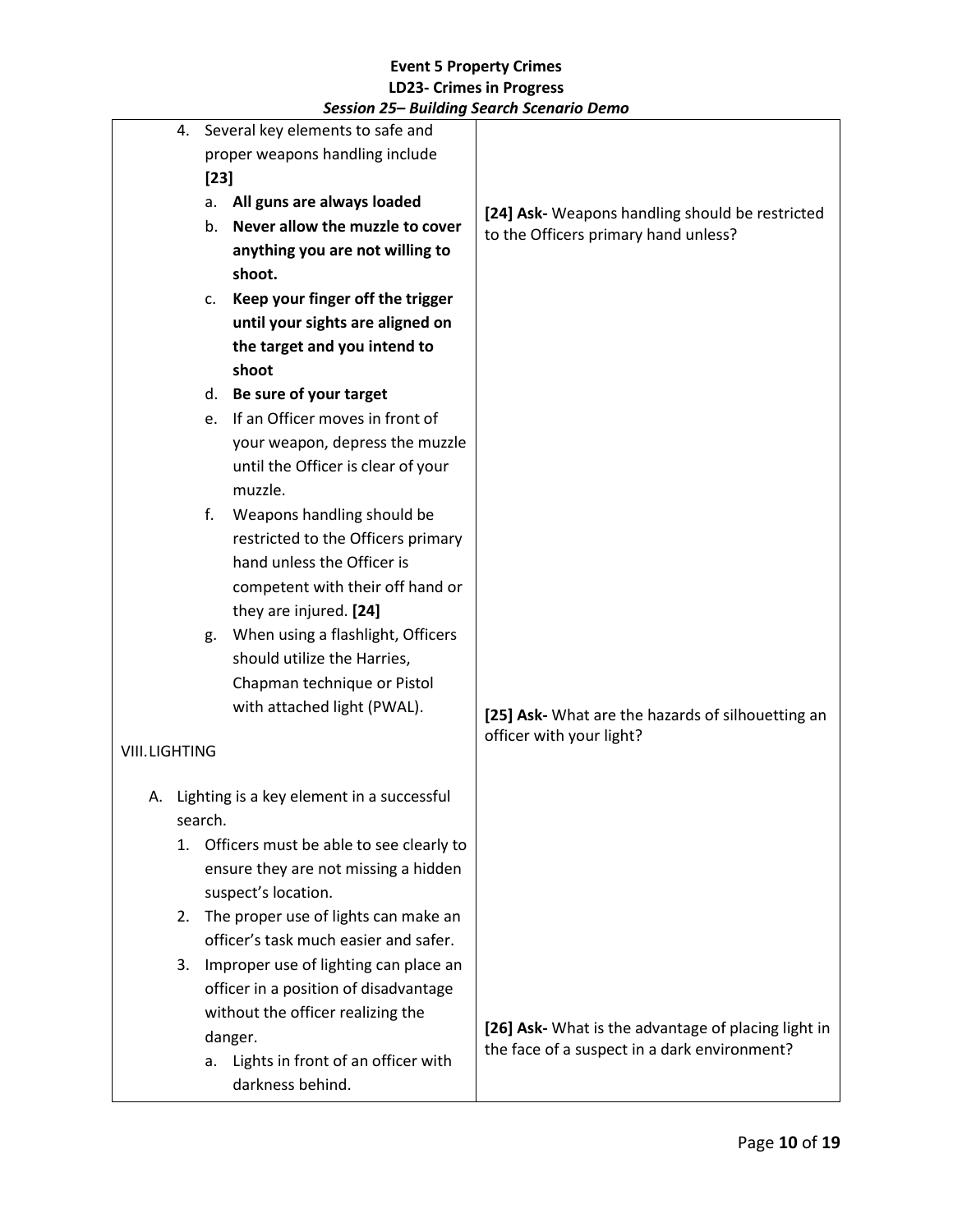| | |
|---|---|
| 4. Several key elements to safe and proper weapons handling include **[23]**<br>a. **All guns are always loaded**<br>b. **Never allow the muzzle to cover anything you are not willing to shoot.**<br>c. **Keep your finger off the trigger until your sights are aligned on the target and you intend to shoot**<br>d. **Be sure of your target**<br>e. If an Officer moves in front of your weapon, depress the muzzle until the Officer is clear of your muzzle.<br>f. Weapons handling should be restricted to the Officers primary hand unless the Officer is competent with their off hand or they are injured. **[24]**<br>g. When using a flashlight, Officers should utilize the Harries, Chapman technique or Pistol with attached light (PWAL). | **[24] Ask-** Weapons handling should be restricted to the Officers primary hand unless? |
| VIII. LIGHTING | **[25] Ask-** What are the hazards of silhouetting an officer with your light? |
| A. Lighting is a key element in a successful search.<br>1. Officers must be able to see clearly to ensure they are not missing a hidden suspect's location.<br>2. The proper use of lights can make an officer's task much easier and safer.<br>3. Improper use of lighting can place an officer in a position of disadvantage without the officer realizing the danger.<br>a. Lights in front of an officer with darkness behind. | **[26] Ask-** What is the advantage of placing light in the face of a suspect in a dark environment? |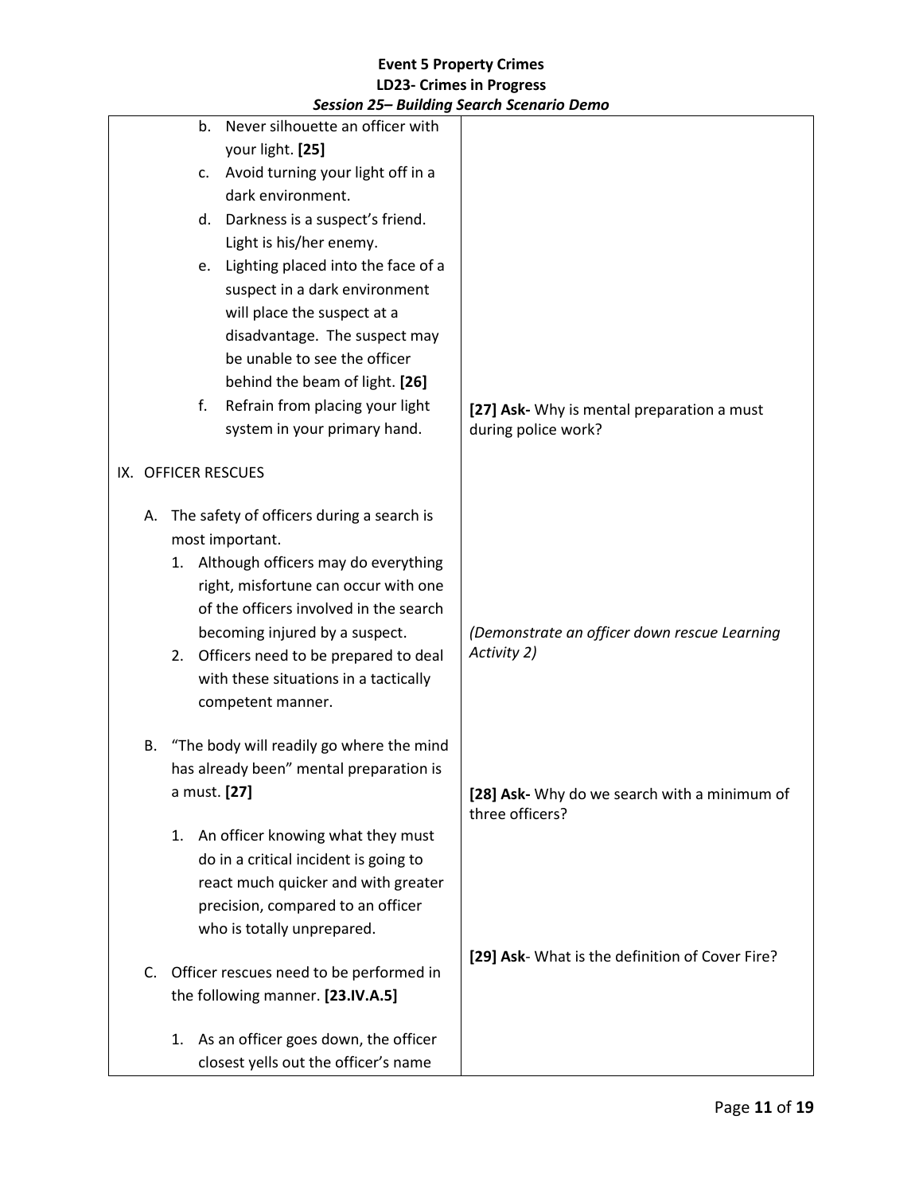| | |
|---|---|
| b. Never silhouette an officer with your light. **[25]**<br>c. Avoid turning your light off in a dark environment.<br>d. Darkness is a suspect's friend. Light is his/her enemy.<br>e. Lighting placed into the face of a suspect in a dark environment will place the suspect at a disadvantage. The suspect may be unable to see the officer behind the beam of light. **[26]**<br>f. Refrain from placing your light system in your primary hand. | **[27] Ask-** Why is mental preparation a must during police work? |
| IX. OFFICER RESCUES<br><br>A. The safety of officers during a search is most important.<br>1. Although officers may do everything right, misfortune can occur with one of the officers involved in the search becoming injured by a suspect.<br>2. Officers need to be prepared to deal with these situations in a tactically competent manner. | *(Demonstrate an officer down rescue Learning Activity 2)* |
| B. "The body will readily go where the mind has already been" mental preparation is a must. **[27]**<br><br>1. An officer knowing what they must do in a critical incident is going to react much quicker and with greater precision, compared to an officer who is totally unprepared. | **[28] Ask-** Why do we search with a minimum of three officers? |
| C. Officer rescues need to be performed in the following manner. **[23.IV.A.5]**<br><br>1. As an officer goes down, the officer closest yells out the officer's name | **[29] Ask**- What is the definition of Cover Fire? |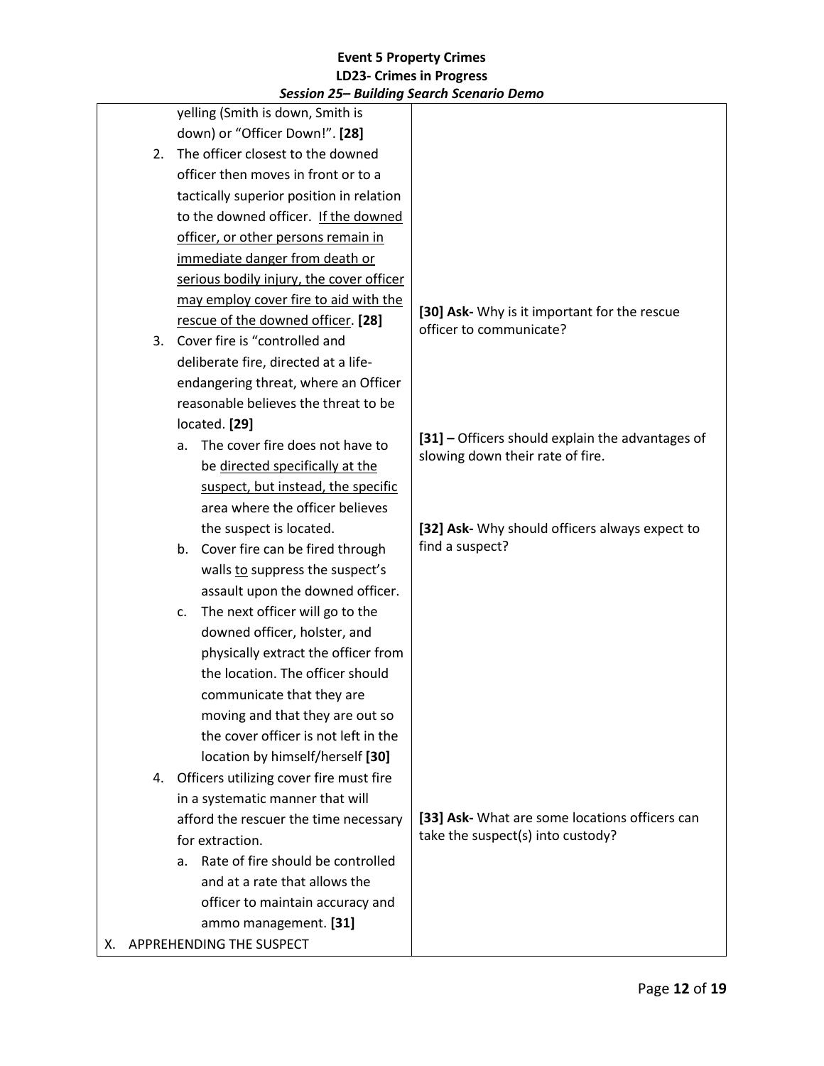| | |
|---|---|
| yelling (Smith is down, Smith is down) or "Officer Down!". **[28]**<br>2. The officer closest to the downed officer then moves in front or to a tactically superior position in relation to the downed officer. If the downed officer, or other persons remain in immediate danger from death or serious bodily injury, the cover officer may employ cover fire to aid with the rescue of the downed officer. **[28]**<br>3. Cover fire is "controlled and deliberate fire, directed at a life-endangering threat, where an Officer reasonable believes the threat to be located. **[29]**<br>a. The cover fire does not have to be directed specifically at the suspect, but instead, the specific area where the officer believes the suspect is located.<br>b. Cover fire can be fired through walls to suppress the suspect's assault upon the downed officer.<br>c. The next officer will go to the downed officer, holster, and physically extract the officer from the location. The officer should communicate that they are moving and that they are out so the cover officer is not left in the location by himself/herself **[30]**<br>4. Officers utilizing cover fire must fire in a systematic manner that will afford the rescuer the time necessary for extraction.<br>a. Rate of fire should be controlled and at a rate that allows the officer to maintain accuracy and ammo management. **[31]**<br>X. APPREHENDING THE SUSPECT | **[30] Ask-** Why is it important for the rescue officer to communicate?<br><br>**[31] –** Officers should explain the advantages of slowing down their rate of fire.<br><br>**[32] Ask-** Why should officers always expect to find a suspect?<br><br>**[33] Ask-** What are some locations officers can take the suspect(s) into custody? |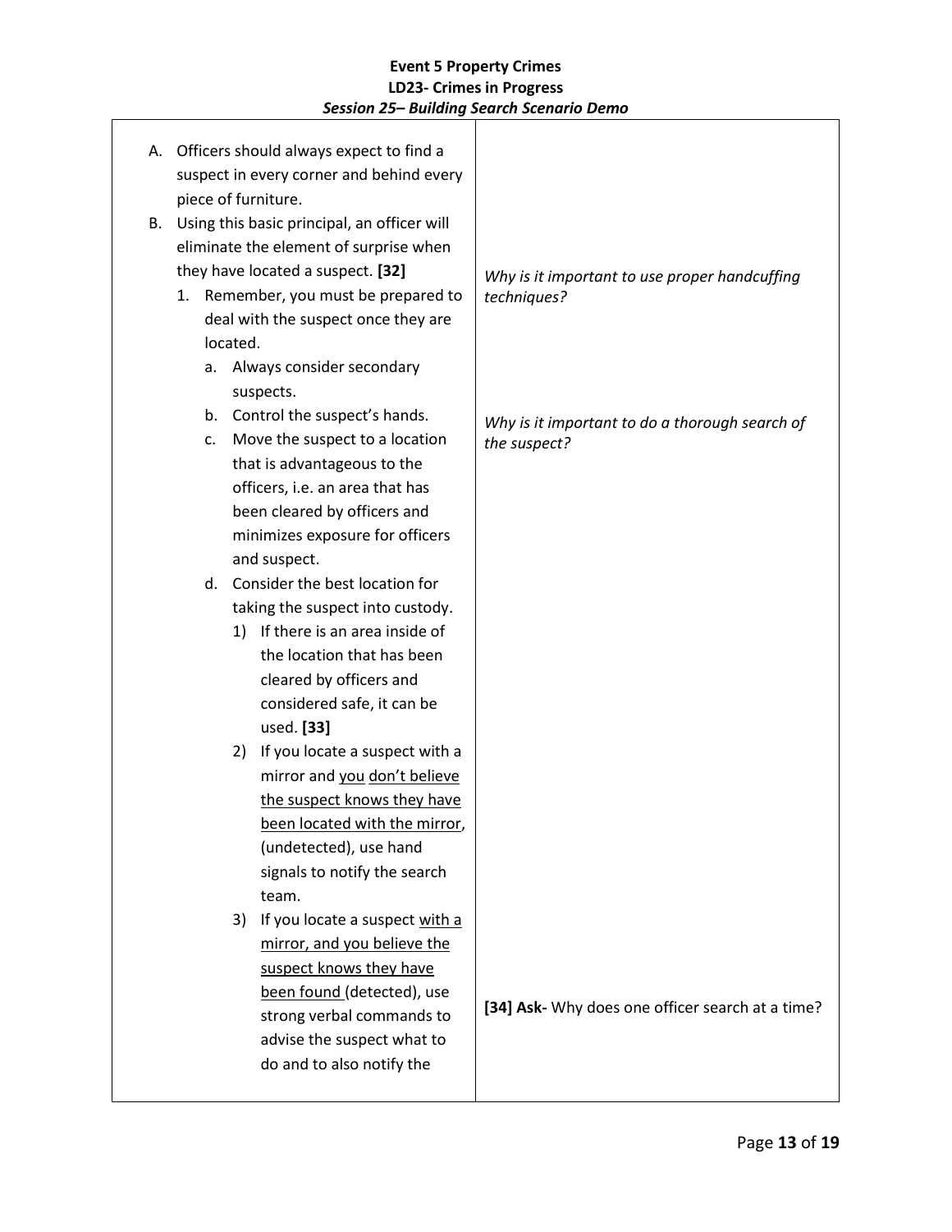| | |
|---|---|
| A. Officers should always expect to find a suspect in every corner and behind every piece of furniture.<br>B. Using this basic principal, an officer will eliminate the element of surprise when they have located a suspect. **[32]**<br>&nbsp;&nbsp;1. Remember, you must be prepared to deal with the suspect once they are located.<br>&nbsp;&nbsp;&nbsp;&nbsp;a. Always consider secondary suspects.<br>&nbsp;&nbsp;&nbsp;&nbsp;b. Control the suspect's hands.<br>&nbsp;&nbsp;&nbsp;&nbsp;c. Move the suspect to a location that is advantageous to the officers, i.e. an area that has been cleared by officers and minimizes exposure for officers and suspect.<br>&nbsp;&nbsp;&nbsp;&nbsp;d. Consider the best location for taking the suspect into custody.<br>&nbsp;&nbsp;&nbsp;&nbsp;&nbsp;&nbsp;1) If there is an area inside of the location that has been cleared by officers and considered safe, it can be used. **[33]**<br>&nbsp;&nbsp;&nbsp;&nbsp;&nbsp;&nbsp;2) If you locate a suspect with a mirror and <u>you don't believe the suspect knows they have been located with the mirror</u>, (undetected), use hand signals to notify the search team.<br>&nbsp;&nbsp;&nbsp;&nbsp;&nbsp;&nbsp;3) If you locate a suspect <u>with a mirror, and you believe the suspect knows they have been found</u> (detected), use strong verbal commands to advise the suspect what to do and to also notify the | *Why is it important to use proper handcuffing techniques?*<br><br>*Why is it important to do a thorough search of the suspect?*<br><br>**[34] Ask-** Why does one officer search at a time? |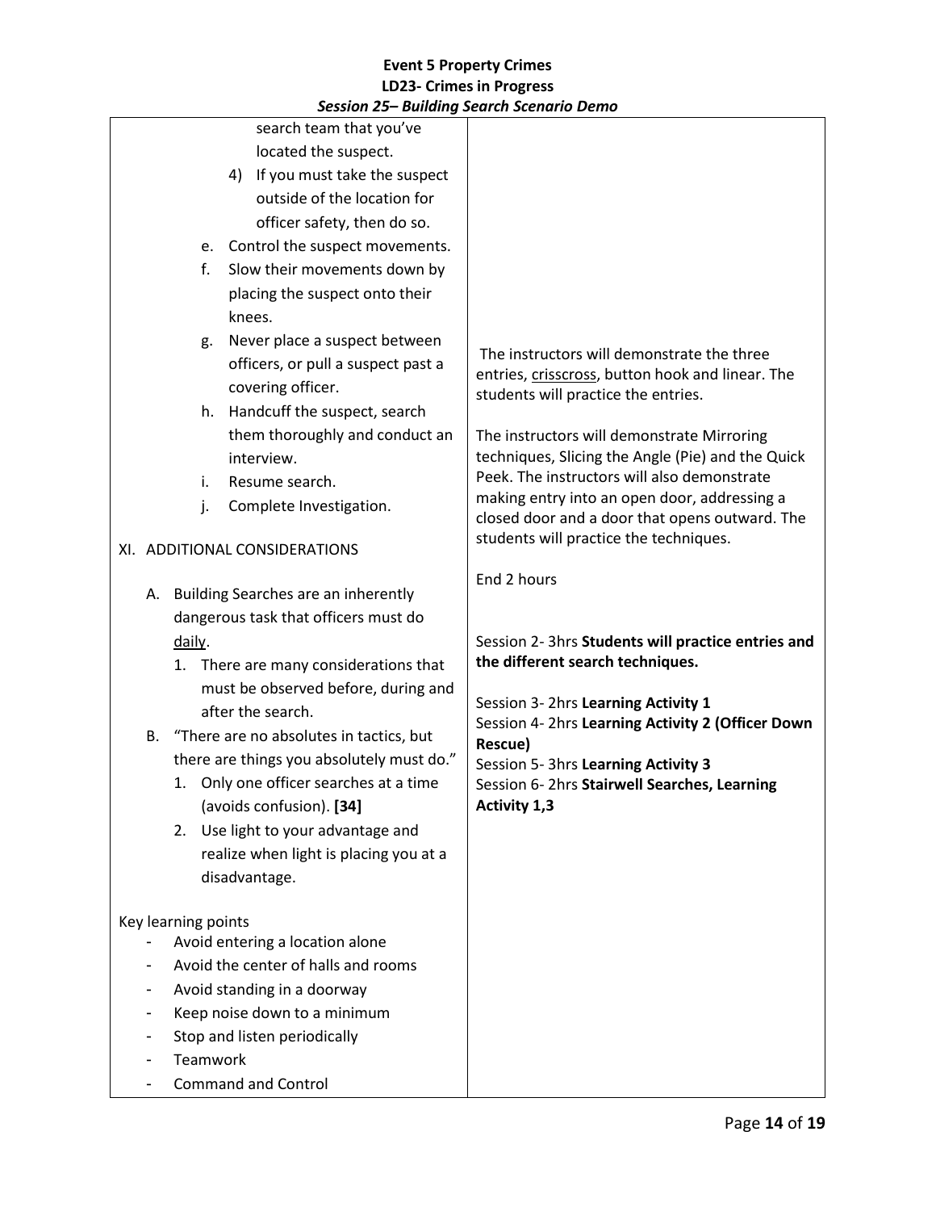**Event 5 Property Crimes**
**LD23- Crimes in Progress**
***Session 25– Building Search Scenario Demo***

| | |
|---|---|
| search team that you've located the suspect.<br>4) If you must take the suspect outside of the location for officer safety, then do so.<br>e. Control the suspect movements.<br>f. Slow their movements down by placing the suspect onto their knees.<br>g. Never place a suspect between officers, or pull a suspect past a covering officer.<br>h. Handcuff the suspect, search them thoroughly and conduct an interview.<br>i. Resume search.<br>j. Complete Investigation.<br><br>XI. ADDITIONAL CONSIDERATIONS<br><br>A. Building Searches are an inherently dangerous task that officers must do daily.<br>1. There are many considerations that must be observed before, during and after the search.<br>B. "There are no absolutes in tactics, but there are things you absolutely must do."<br>1. Only one officer searches at a time (avoids confusion). **[34]**<br>2. Use light to your advantage and realize when light is placing you at a disadvantage.<br><br>Key learning points<br>- Avoid entering a location alone<br>- Avoid the center of halls and rooms<br>- Avoid standing in a doorway<br>- Keep noise down to a minimum<br>- Stop and listen periodically<br>- Teamwork<br>- Command and Control | The instructors will demonstrate the three entries, crisscross, button hook and linear. The students will practice the entries.<br><br>The instructors will demonstrate Mirroring techniques, Slicing the Angle (Pie) and the Quick Peek. The instructors will also demonstrate making entry into an open door, addressing a closed door and a door that opens outward. The students will practice the techniques.<br><br>End 2 hours<br><br>Session 2- 3hrs **Students will practice entries and the different search techniques.**<br><br>Session 3- 2hrs **Learning Activity 1**<br>Session 4- 2hrs **Learning Activity 2 (Officer Down Rescue)**<br>Session 5- 3hrs **Learning Activity 3**<br>Session 6- 2hrs **Stairwell Searches, Learning Activity 1,3** |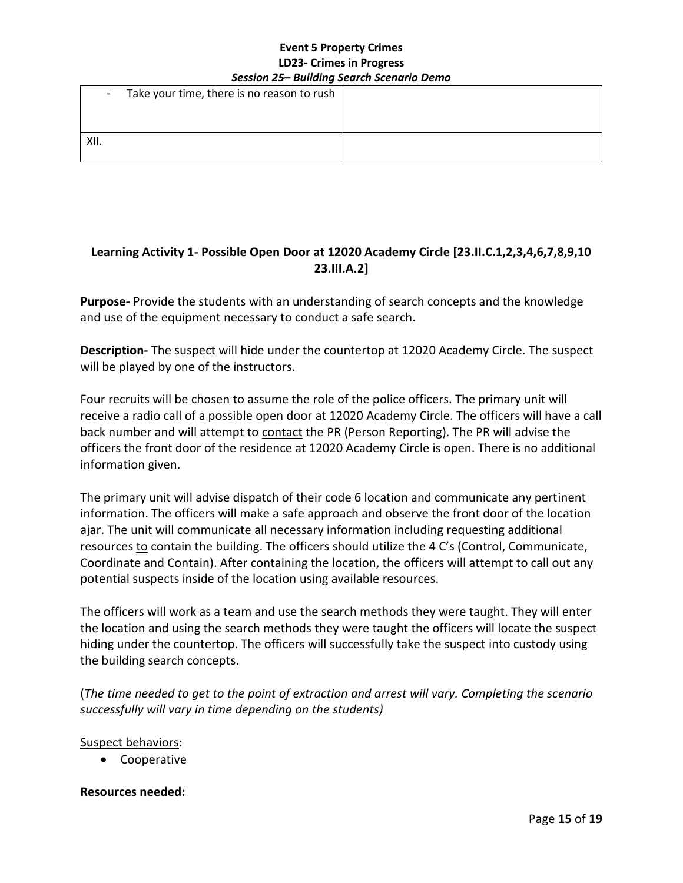| - Take your time, there is no reason to rush | |
| --- | --- |
| XII. | |

## Learning Activity 1- Possible Open Door at 12020 Academy Circle [23.II.C.1,2,3,4,6,7,8,9,10 23.III.A.2]

**Purpose-** Provide the students with an understanding of search concepts and the knowledge and use of the equipment necessary to conduct a safe search.

**Description-** The suspect will hide under the countertop at 12020 Academy Circle. The suspect will be played by one of the instructors.

Four recruits will be chosen to assume the role of the police officers. The primary unit will receive a radio call of a possible open door at 12020 Academy Circle. The officers will have a call back number and will attempt to contact the PR (Person Reporting). The PR will advise the officers the front door of the residence at 12020 Academy Circle is open. There is no additional information given.

The primary unit will advise dispatch of their code 6 location and communicate any pertinent information. The officers will make a safe approach and observe the front door of the location ajar. The unit will communicate all necessary information including requesting additional resources to contain the building. The officers should utilize the 4 C's (Control, Communicate, Coordinate and Contain). After containing the location, the officers will attempt to call out any potential suspects inside of the location using available resources.

The officers will work as a team and use the search methods they were taught. They will enter the location and using the search methods they were taught the officers will locate the suspect hiding under the countertop. The officers will successfully take the suspect into custody using the building search concepts.

(*The time needed to get to the point of extraction and arrest will vary. Completing the scenario successfully will vary in time depending on the students)*

Suspect behaviors:

- Cooperative

**Resources needed:**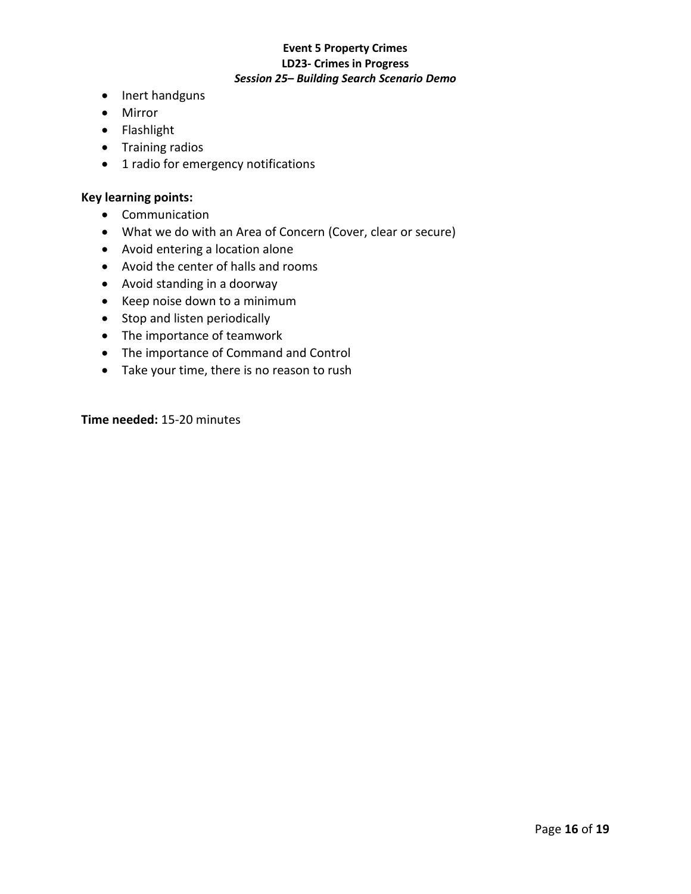- Inert handguns
- Mirror
- Flashlight
- Training radios
- 1 radio for emergency notifications

**Key learning points:**

- Communication
- What we do with an Area of Concern (Cover, clear or secure)
- Avoid entering a location alone
- Avoid the center of halls and rooms
- Avoid standing in a doorway
- Keep noise down to a minimum
- Stop and listen periodically
- The importance of teamwork
- The importance of Command and Control
- Take your time, there is no reason to rush

**Time needed:** 15-20 minutes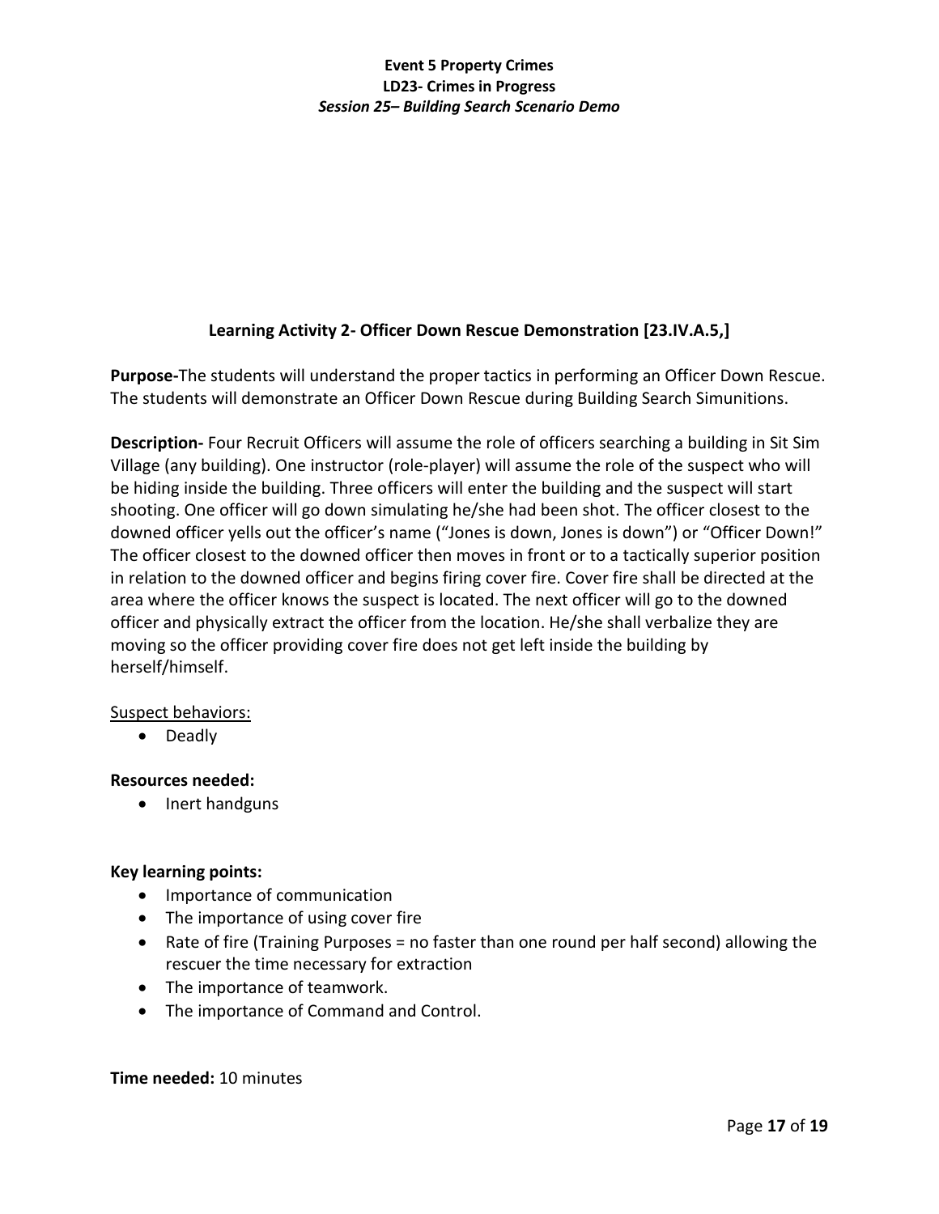## Learning Activity 2- Officer Down Rescue Demonstration [23.IV.A.5,]

**Purpose-**The students will understand the proper tactics in performing an Officer Down Rescue. The students will demonstrate an Officer Down Rescue during Building Search Simunitions.

**Description-** Four Recruit Officers will assume the role of officers searching a building in Sit Sim Village (any building). One instructor (role-player) will assume the role of the suspect who will be hiding inside the building. Three officers will enter the building and the suspect will start shooting. One officer will go down simulating he/she had been shot. The officer closest to the downed officer yells out the officer's name ("Jones is down, Jones is down") or "Officer Down!" The officer closest to the downed officer then moves in front or to a tactically superior position in relation to the downed officer and begins firing cover fire. Cover fire shall be directed at the area where the officer knows the suspect is located. The next officer will go to the downed officer and physically extract the officer from the location. He/she shall verbalize they are moving so the officer providing cover fire does not get left inside the building by herself/himself.

<u>Suspect behaviors:</u>

- Deadly

**Resources needed:**

- Inert handguns

**Key learning points:**

- Importance of communication
- The importance of using cover fire
- Rate of fire (Training Purposes = no faster than one round per half second) allowing the rescuer the time necessary for extraction
- The importance of teamwork.
- The importance of Command and Control.

**Time needed:** 10 minutes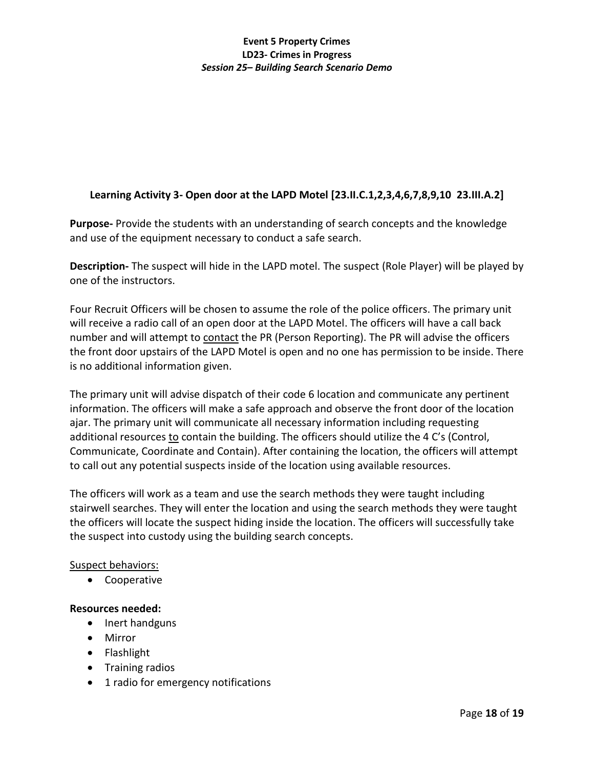**Learning Activity 3- Open door at the LAPD Motel [23.II.C.1,2,3,4,6,7,8,9,10 23.III.A.2]**

**Purpose-** Provide the students with an understanding of search concepts and the knowledge and use of the equipment necessary to conduct a safe search.

**Description-** The suspect will hide in the LAPD motel. The suspect (Role Player) will be played by one of the instructors.

Four Recruit Officers will be chosen to assume the role of the police officers. The primary unit will receive a radio call of an open door at the LAPD Motel. The officers will have a call back number and will attempt to contact the PR (Person Reporting). The PR will advise the officers the front door upstairs of the LAPD Motel is open and no one has permission to be inside. There is no additional information given.

The primary unit will advise dispatch of their code 6 location and communicate any pertinent information. The officers will make a safe approach and observe the front door of the location ajar. The primary unit will communicate all necessary information including requesting additional resources to contain the building. The officers should utilize the 4 C's (Control, Communicate, Coordinate and Contain). After containing the location, the officers will attempt to call out any potential suspects inside of the location using available resources.

The officers will work as a team and use the search methods they were taught including stairwell searches. They will enter the location and using the search methods they were taught the officers will locate the suspect hiding inside the location. The officers will successfully take the suspect into custody using the building search concepts.

Suspect behaviors:

- Cooperative

**Resources needed:**

- Inert handguns
- Mirror
- Flashlight
- Training radios
- 1 radio for emergency notifications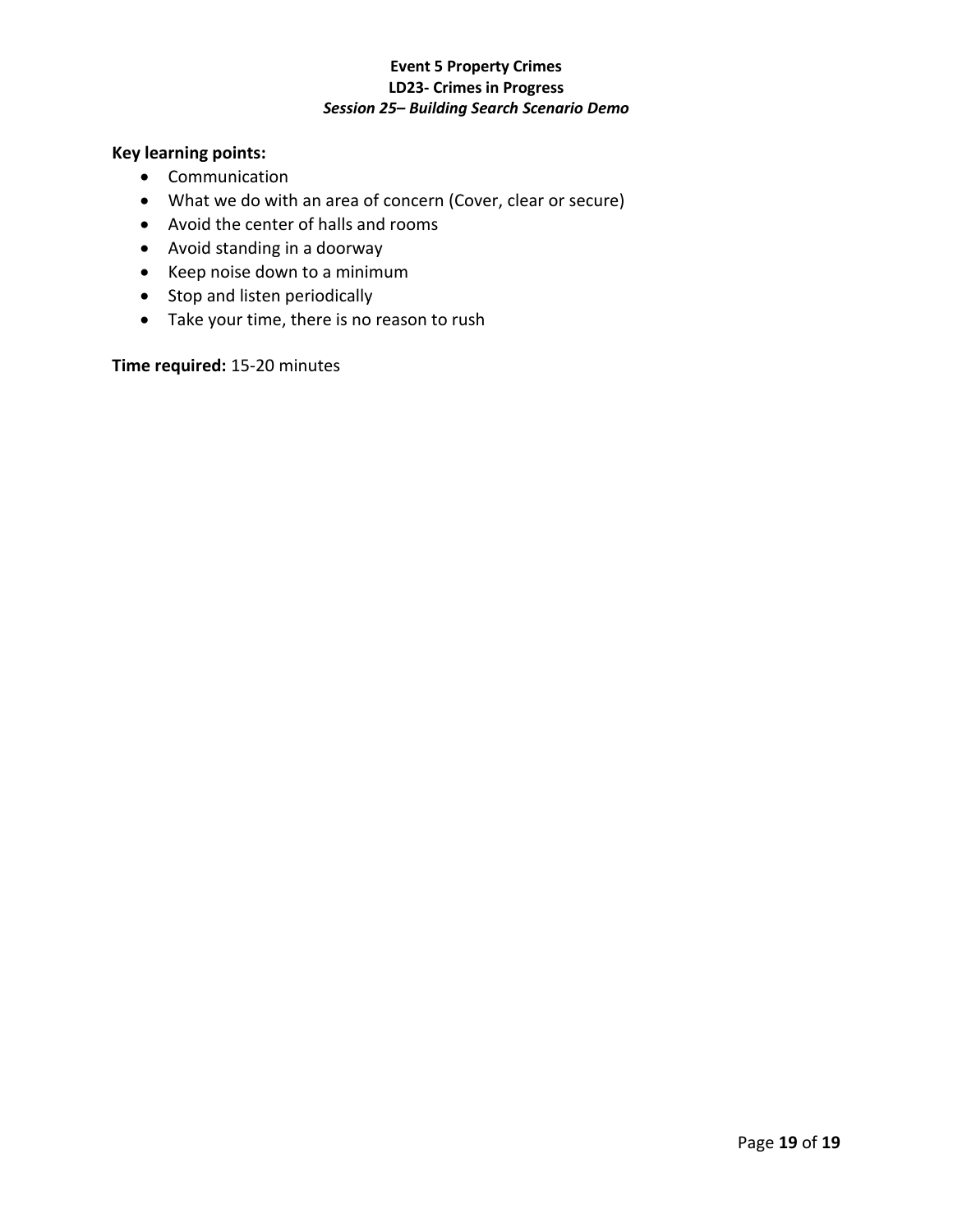**Event 5 Property Crimes**
**LD23- Crimes in Progress**
***Session 25– Building Search Scenario Demo***

**Key learning points:**

- Communication
- What we do with an area of concern (Cover, clear or secure)
- Avoid the center of halls and rooms
- Avoid standing in a doorway
- Keep noise down to a minimum
- Stop and listen periodically
- Take your time, there is no reason to rush

**Time required:** 15-20 minutes